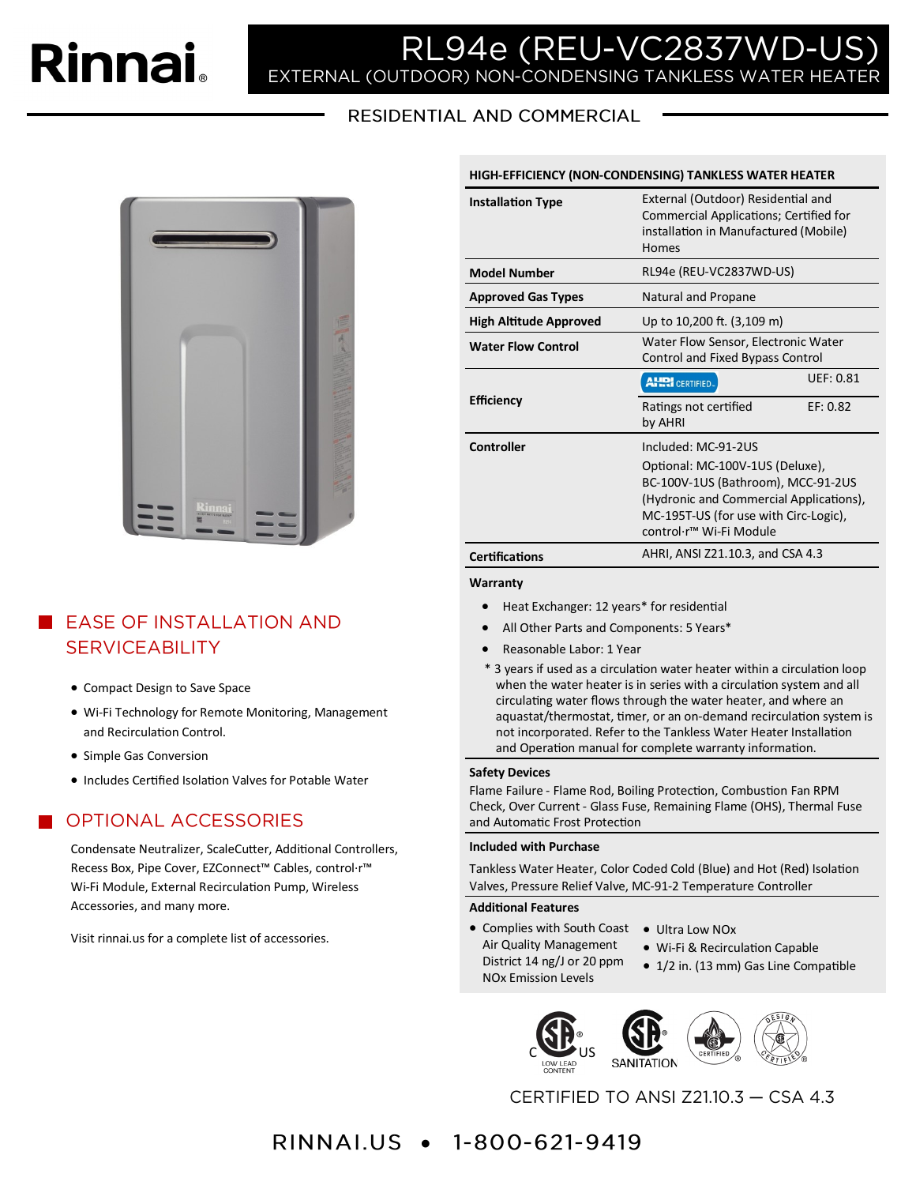# Rinnai

# RL94e (REU-VC2837WD-US)

EXTERNAL (OUTDOOR) NON-CONDENSING TANKLESS WATER HEATER

RESIDENTIAL AND COMMERCIAL

## HIGH-EFFICIENCY (NON-CONDENSING) TANKLESS WATER HEATER

| | | |
|---|---|---|
| **Installation Type** | External (Outdoor) Residential and Commercial Applications; Certified for installation in Manufactured (Mobile) Homes | |
| **Model Number** | RL94e (REU-VC2837WD-US) | |
| **Approved Gas Types** | Natural and Propane | |
| **High Altitude Approved** | Up to 10,200 ft. (3,109 m) | |
| **Water Flow Control** | Water Flow Sensor, Electronic Water Control and Fixed Bypass Control | |
| **Efficiency** | AHRI CERTIFIED | UEF: 0.81 |
| | Ratings not certified by AHRI | EF: 0.82 |
| **Controller** | Included: MC-91-2US<br>Optional: MC-100V-1US (Deluxe), BC-100V-1US (Bathroom), MCC-91-2US (Hydronic and Commercial Applications), MC-195T-US (for use with Circ-Logic), control·r™ Wi-Fi Module | |
| **Certifications** | AHRI, ANSI Z21.10.3, and CSA 4.3 | |

**Warranty**

- Heat Exchanger: 12 years* for residential
- All Other Parts and Components: 5 Years*
- Reasonable Labor: 1 Year

\* 3 years if used as a circulation water heater within a circulation loop when the water heater is in series with a circulation system and all circulating water flows through the water heater, and where an aquastat/thermostat, timer, or an on-demand recirculation system is not incorporated. Refer to the Tankless Water Heater Installation and Operation manual for complete warranty information.

**Safety Devices**

Flame Failure - Flame Rod, Boiling Protection, Combustion Fan RPM Check, Over Current - Glass Fuse, Remaining Flame (OHS), Thermal Fuse and Automatic Frost Protection

**Included with Purchase**

Tankless Water Heater, Color Coded Cold (Blue) and Hot (Red) Isolation Valves, Pressure Relief Valve, MC-91-2 Temperature Controller

**Additional Features**

- Complies with South Coast Air Quality Management District 14 ng/J or 20 ppm NOx Emission Levels
- Ultra Low NOx
- Wi-Fi & Recirculation Capable
- 1/2 in. (13 mm) Gas Line Compatible

## EASE OF INSTALLATION AND SERVICEABILITY

- Compact Design to Save Space
- Wi-Fi Technology for Remote Monitoring, Management and Recirculation Control.
- Simple Gas Conversion
- Includes Certified Isolation Valves for Potable Water

## OPTIONAL ACCESSORIES

Condensate Neutralizer, ScaleCutter, Additional Controllers, Recess Box, Pipe Cover, EZConnect™ Cables, control·r™ Wi-Fi Module, External Recirculation Pump, Wireless Accessories, and many more.

Visit rinnai.us for a complete list of accessories.

C US LOW LEAD CONTENT · SANITATION · CERTIFIED · DESIGN CERTIFIED

CERTIFIED TO ANSI Z21.10.3 — CSA 4.3

RINNAI.US • 1-800-621-9419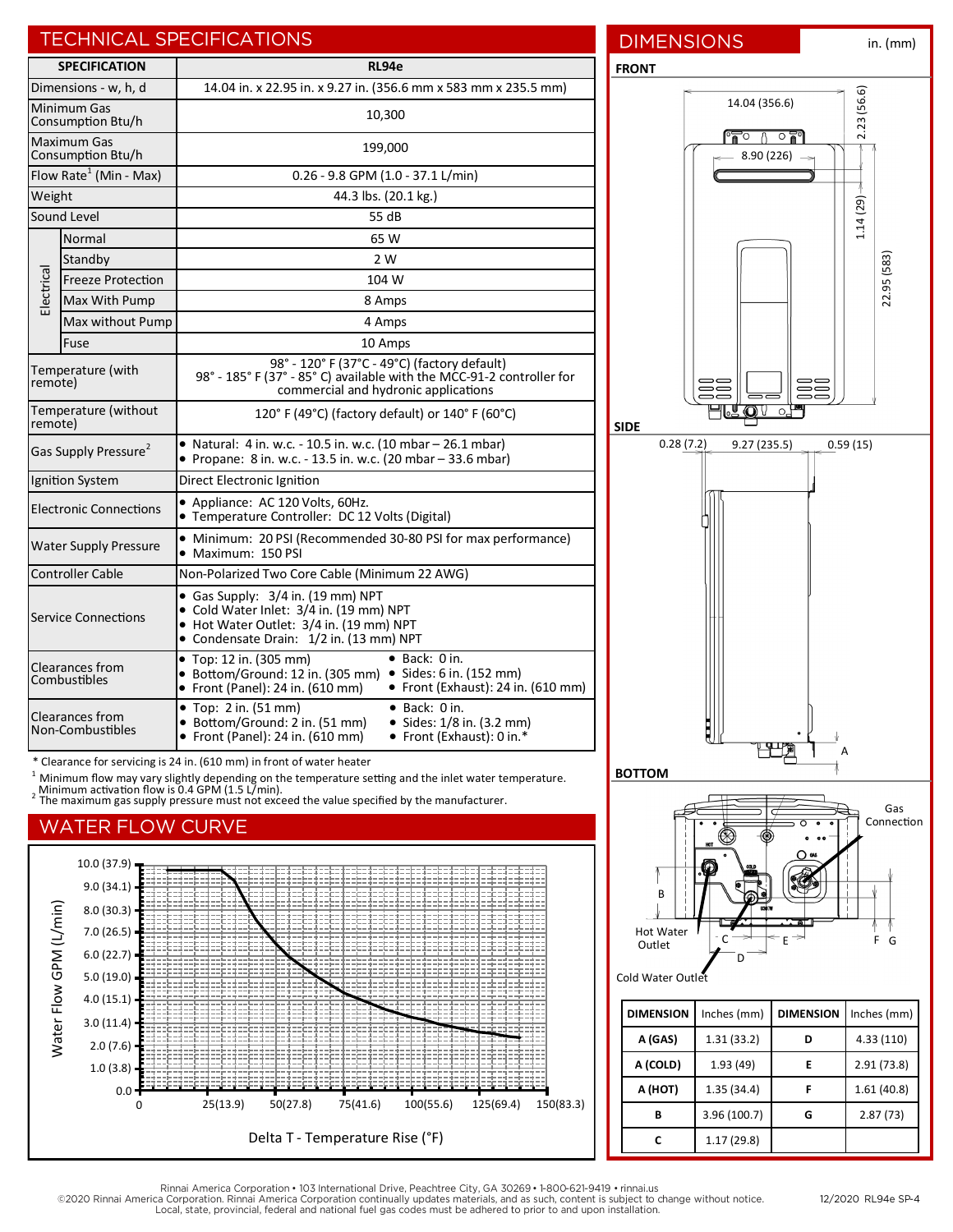## TECHNICAL SPECIFICATIONS

| SPECIFICATION | | RL94e |
|---|---|---|
| Dimensions - w, h, d | | 14.04 in. x 22.95 in. x 9.27 in. (356.6 mm x 583 mm x 235.5 mm) |
| Minimum Gas Consumption Btu/h | | 10,300 |
| Maximum Gas Consumption Btu/h | | 199,000 |
| Flow Rate[1] (Min - Max) | | 0.26 - 9.8 GPM (1.0 - 37.1 L/min) |
| Weight | | 44.3 lbs. (20.1 kg.) |
| Sound Level | | 55 dB |
| Electrical | Normal | 65 W |
| | Standby | 2 W |
| | Freeze Protection | 104 W |
| | Max With Pump | 8 Amps |
| | Max without Pump | 4 Amps |
| | Fuse | 10 Amps |
| Temperature (with remote) | | 98° - 120° F (37°C - 49°C) (factory default)<br>98° - 185° F (37° - 85° C) available with the MCC-91-2 controller for commercial and hydronic applications |
| Temperature (without remote) | | 120° F (49°C) (factory default) or 140° F (60°C) |
| Gas Supply Pressure[2] | | • Natural: 4 in. w.c. - 10.5 in. w.c. (10 mbar – 26.1 mbar)<br>• Propane: 8 in. w.c. - 13.5 in. w.c. (20 mbar – 33.6 mbar) |
| Ignition System | | Direct Electronic Ignition |
| Electronic Connections | | • Appliance: AC 120 Volts, 60Hz.<br>• Temperature Controller: DC 12 Volts (Digital) |
| Water Supply Pressure | | • Minimum: 20 PSI (Recommended 30-80 PSI for max performance)<br>• Maximum: 150 PSI |
| Controller Cable | | Non-Polarized Two Core Cable (Minimum 22 AWG) |
| Service Connections | | • Gas Supply: 3/4 in. (19 mm) NPT<br>• Cold Water Inlet: 3/4 in. (19 mm) NPT<br>• Hot Water Outlet: 3/4 in. (19 mm) NPT<br>• Condensate Drain: 1/2 in. (13 mm) NPT |
| Clearances from Combustibles | | • Top: 12 in. (305 mm)<br>• Bottom/Ground: 12 in. (305 mm)<br>• Front (Panel): 24 in. (610 mm)<br>• Back: 0 in.<br>• Sides: 6 in. (152 mm)<br>• Front (Exhaust): 24 in. (610 mm) |
| Clearances from Non-Combustibles | | • Top: 2 in. (51 mm)<br>• Bottom/Ground: 2 in. (51 mm)<br>• Front (Panel): 24 in. (610 mm)<br>• Back: 0 in.<br>• Sides: 1/8 in. (3.2 mm)<br>• Front (Exhaust): 0 in.* |

* Clearance for servicing is 24 in. (610 mm) in front of water heater

[1] Minimum flow may vary slightly depending on the temperature setting and the inlet water temperature. Minimum activation flow is 0.4 GPM (1.5 L/min).

[2] The maximum gas supply pressure must not exceed the value specified by the manufacturer.

## WATER FLOW CURVE

Water Flow GPM (L/min)

10.0 (37.9)
9.0 (34.1)
8.0 (30.3)
7.0 (26.5)
6.0 (22.7)
5.0 (19.0)
4.0 (15.1)
3.0 (11.4)
2.0 (7.6)
1.0 (3.8)
0.0

0, 25(13.9), 50(27.8), 75(41.6), 100(55.6), 125(69.4), 150(83.3)

Delta T - Temperature Rise (°F)

## DIMENSIONS

in. (mm)

**FRONT**

14.04 (356.6)
8.90 (226)
2.23 (56.6)
1.14 (29)
22.95 (583)

**SIDE**

0.28 (7.2)
9.27 (235.5)
0.59 (15)
A

**BOTTOM**

Gas Connection
B
Hot Water Outlet
C
D
E
F
G
Cold Water Outlet

| DIMENSION | Inches (mm) | DIMENSION | Inches (mm) |
|---|---|---|---|
| A (GAS) | 1.31 (33.2) | D | 4.33 (110) |
| A (COLD) | 1.93 (49) | E | 2.91 (73.8) |
| A (HOT) | 1.35 (34.4) | F | 1.61 (40.8) |
| B | 3.96 (100.7) | G | 2.87 (73) |
| C | 1.17 (29.8) | | |

Rinnai America Corporation • 103 International Drive, Peachtree City, GA 30269 • 1-800-621-9419 • rinnai.us
©2020 Rinnai America Corporation. Rinnai America Corporation continually updates materials, and as such, content is subject to change without notice.
Local, state, provincial, federal and national fuel gas codes must be adhered to prior to and upon installation.

12/2020 RL94e SP-4